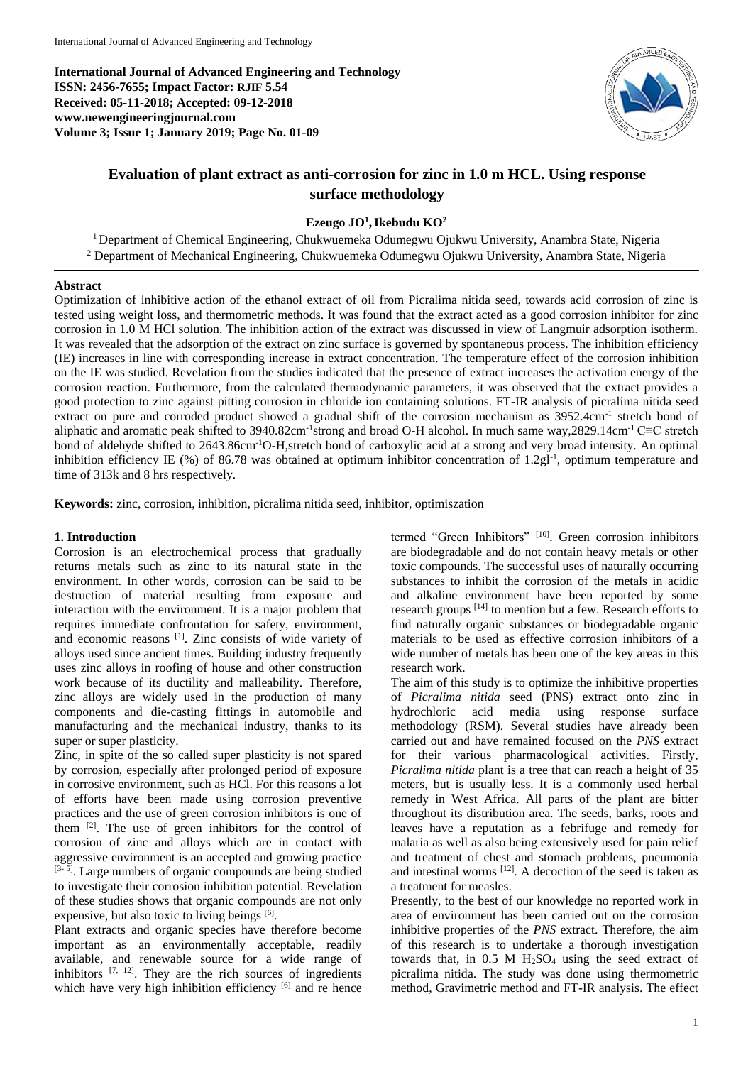International Journal of Advanced Engineering and Technology
ISSN: 2456-7655; Impact Factor: RJIF 5.54
Received: 05-11-2018; Accepted: 09-12-2018
www.newengineeringjournal.com
Volume 3; Issue 1; January 2019; Page No. 01-09

# Evaluation of plant extract as anti-corrosion for zinc in 1.0 m HCL. Using response surface methodology

**Ezeugo JO[1], Ikebudu KO[2]**

[1] Department of Chemical Engineering, Chukwuemeka Odumegwu Ojukwu University, Anambra State, Nigeria
[2] Department of Mechanical Engineering, Chukwuemeka Odumegwu Ojukwu University, Anambra State, Nigeria

**Abstract**

Optimization of inhibitive action of the ethanol extract of oil from Picralima nitida seed, towards acid corrosion of zinc is tested using weight loss, and thermometric methods. It was found that the extract acted as a good corrosion inhibitor for zinc corrosion in 1.0 M HCl solution. The inhibition action of the extract was discussed in view of Langmuir adsorption isotherm. It was revealed that the adsorption of the extract on zinc surface is governed by spontaneous process. The inhibition efficiency (IE) increases in line with corresponding increase in extract concentration. The temperature effect of the corrosion inhibition on the IE was studied. Revelation from the studies indicated that the presence of extract increases the activation energy of the corrosion reaction. Furthermore, from the calculated thermodynamic parameters, it was observed that the extract provides a good protection to zinc against pitting corrosion in chloride ion containing solutions. FT-IR analysis of picralima nitida seed extract on pure and corroded product showed a gradual shift of the corrosion mechanism as 3952.4cm$^{-1}$ stretch bond of aliphatic and aromatic peak shifted to 3940.82cm$^{-1}$strong and broad O-H alcohol. In much same way,2829.14cm$^{-1}$ C≡C stretch bond of aldehyde shifted to 2643.86cm$^{-1}$O-H,stretch bond of carboxylic acid at a strong and very broad intensity. An optimal inhibition efficiency IE (%) of 86.78 was obtained at optimum inhibitor concentration of 1.2gl$^{-1}$, optimum temperature and time of 313k and 8 hrs respectively.

**Keywords:** zinc, corrosion, inhibition, picralima nitida seed, inhibitor, optimiszation

## 1. Introduction

Corrosion is an electrochemical process that gradually returns metals such as zinc to its natural state in the environment. In other words, corrosion can be said to be destruction of material resulting from exposure and interaction with the environment. It is a major problem that requires immediate confrontation for safety, environment, and economic reasons [1]. Zinc consists of wide variety of alloys used since ancient times. Building industry frequently uses zinc alloys in roofing of house and other construction work because of its ductility and malleability. Therefore, zinc alloys are widely used in the production of many components and die-casting fittings in automobile and manufacturing and the mechanical industry, thanks to its super or super plasticity.

Zinc, in spite of the so called super plasticity is not spared by corrosion, especially after prolonged period of exposure in corrosive environment, such as HCl. For this reasons a lot of efforts have been made using corrosion preventive practices and the use of green corrosion inhibitors is one of them [2]. The use of green inhibitors for the control of corrosion of zinc and alloys which are in contact with aggressive environment is an accepted and growing practice [3- 5]. Large numbers of organic compounds are being studied to investigate their corrosion inhibition potential. Revelation of these studies shows that organic compounds are not only expensive, but also toxic to living beings [6].

Plant extracts and organic species have therefore become important as an environmentally acceptable, readily available, and renewable source for a wide range of inhibitors [7, 12]. They are the rich sources of ingredients which have very high inhibition efficiency [6] and re hence termed "Green Inhibitors" [10]. Green corrosion inhibitors are biodegradable and do not contain heavy metals or other toxic compounds. The successful uses of naturally occurring substances to inhibit the corrosion of the metals in acidic and alkaline environment have been reported by some research groups [14] to mention but a few. Research efforts to find naturally organic substances or biodegradable organic materials to be used as effective corrosion inhibitors of a wide number of metals has been one of the key areas in this research work.

The aim of this study is to optimize the inhibitive properties of *Picralima nitida* seed (PNS) extract onto zinc in hydrochloric acid media using response surface methodology (RSM). Several studies have already been carried out and have remained focused on the *PNS* extract for their various pharmacological activities. Firstly, *Picralima nitida* plant is a tree that can reach a height of 35 meters, but is usually less. It is a commonly used herbal remedy in West Africa. All parts of the plant are bitter throughout its distribution area. The seeds, barks, roots and leaves have a reputation as a febrifuge and remedy for malaria as well as also being extensively used for pain relief and treatment of chest and stomach problems, pneumonia and intestinal worms [12]. A decoction of the seed is taken as a treatment for measles.

Presently, to the best of our knowledge no reported work in area of environment has been carried out on the corrosion inhibitive properties of the *PNS* extract. Therefore, the aim of this research is to undertake a thorough investigation towards that, in 0.5 M $H_2SO_4$ using the seed extract of picralima nitida. The study was done using thermometric method, Gravimetric method and FT-IR analysis. The effect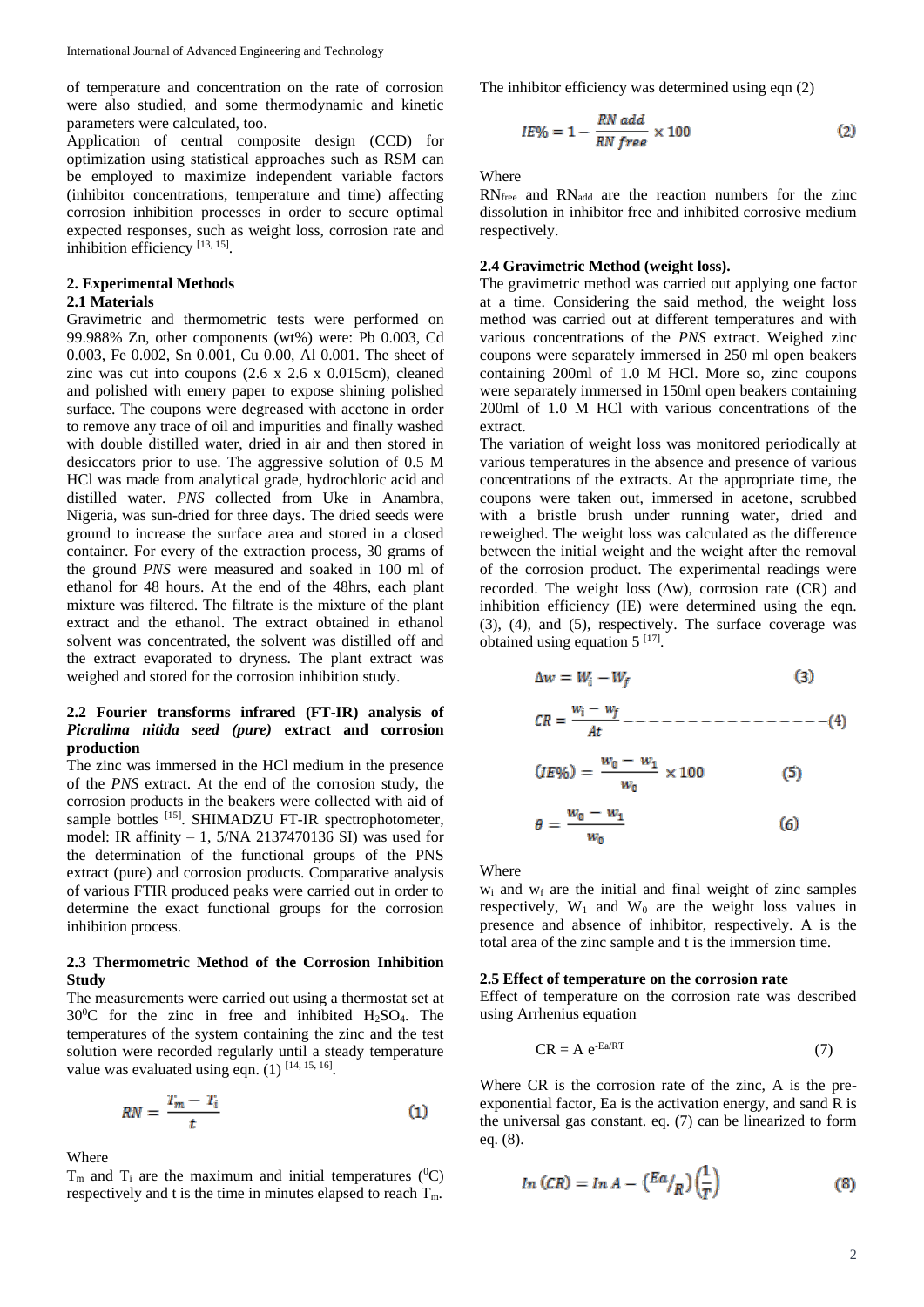of temperature and concentration on the rate of corrosion were also studied, and some thermodynamic and kinetic parameters were calculated, too.

Application of central composite design (CCD) for optimization using statistical approaches such as RSM can be employed to maximize independent variable factors (inhibitor concentrations, temperature and time) affecting corrosion inhibition processes in order to secure optimal expected responses, such as weight loss, corrosion rate and inhibition efficiency [13, 15].

## 2. Experimental Methods

### 2.1 Materials

Gravimetric and thermometric tests were performed on 99.988% Zn, other components (wt%) were: Pb 0.003, Cd 0.003, Fe 0.002, Sn 0.001, Cu 0.00, Al 0.001. The sheet of zinc was cut into coupons (2.6 x 2.6 x 0.015cm), cleaned and polished with emery paper to expose shining polished surface. The coupons were degreased with acetone in order to remove any trace of oil and impurities and finally washed with double distilled water, dried in air and then stored in desiccators prior to use. The aggressive solution of 0.5 M HCl was made from analytical grade, hydrochloric acid and distilled water. *PNS* collected from Uke in Anambra, Nigeria, was sun-dried for three days. The dried seeds were ground to increase the surface area and stored in a closed container. For every of the extraction process, 30 grams of the ground *PNS* were measured and soaked in 100 ml of ethanol for 48 hours. At the end of the 48hrs, each plant mixture was filtered. The filtrate is the mixture of the plant extract and the ethanol. The extract obtained in ethanol solvent was concentrated, the solvent was distilled off and the extract evaporated to dryness. The plant extract was weighed and stored for the corrosion inhibition study.

### 2.2 Fourier transforms infrared (FT-IR) analysis of *Picralima nitida seed (pure)* extract and corrosion production

The zinc was immersed in the HCl medium in the presence of the *PNS* extract. At the end of the corrosion study, the corrosion products in the beakers were collected with aid of sample bottles [15]. SHIMADZU FT-IR spectrophotometer, model: IR affinity – 1, 5/NA 2137470136 SI) was used for the determination of the functional groups of the PNS extract (pure) and corrosion products. Comparative analysis of various FTIR produced peaks were carried out in order to determine the exact functional groups for the corrosion inhibition process.

### 2.3 Thermometric Method of the Corrosion Inhibition Study

The measurements were carried out using a thermostat set at $30^0$C for the zinc in free and inhibited $H_2SO_4$. The temperatures of the system containing the zinc and the test solution were recorded regularly until a steady temperature value was evaluated using eqn. (1) [14, 15, 16].

$$RN = \frac{T_m - T_i}{t} \tag{1}$$

Where

$T_m$ and $T_i$ are the maximum and initial temperatures ($^0$C) respectively and t is the time in minutes elapsed to reach $T_m$.

The inhibitor efficiency was determined using eqn (2)

$$IE\% = 1 - \frac{RN\ add}{RN\ free} \times 100 \tag{2}$$

Where

$RN_{free}$ and $RN_{add}$ are the reaction numbers for the zinc dissolution in inhibitor free and inhibited corrosive medium respectively.

### 2.4 Gravimetric Method (weight loss).

The gravimetric method was carried out applying one factor at a time. Considering the said method, the weight loss method was carried out at different temperatures and with various concentrations of the *PNS* extract. Weighed zinc coupons were separately immersed in 250 ml open beakers containing 200ml of 1.0 M HCl. More so, zinc coupons were separately immersed in 150ml open beakers containing 200ml of 1.0 M HCl with various concentrations of the extract.

The variation of weight loss was monitored periodically at various temperatures in the absence and presence of various concentrations of the extracts. At the appropriate time, the coupons were taken out, immersed in acetone, scrubbed with a bristle brush under running water, dried and reweighed. The weight loss was calculated as the difference between the initial weight and the weight after the removal of the corrosion product. The experimental readings were recorded. The weight loss ($\Delta w$), corrosion rate (CR) and inhibition efficiency (IE) were determined using the eqn. (3), (4), and (5), respectively. The surface coverage was obtained using equation 5 [17].

$$\Delta w = W_i - W_f \tag{3}$$

$$CR = \frac{w_i - w_f}{At} \tag{4}$$

$$(IE\%) = \frac{w_0 - w_1}{w_0} \times 100 \tag{5}$$

$$\theta = \frac{w_0 - w_1}{w_0} \tag{6}$$

Where

$w_i$ and $w_f$ are the initial and final weight of zinc samples respectively, $W_1$ and $W_0$ are the weight loss values in presence and absence of inhibitor, respectively. A is the total area of the zinc sample and t is the immersion time.

### 2.5 Effect of temperature on the corrosion rate

Effect of temperature on the corrosion rate was described using Arrhenius equation

$$CR = A\, e^{-Ea/RT} \tag{7}$$

Where CR is the corrosion rate of the zinc, A is the pre-exponential factor, Ea is the activation energy, and sand R is the universal gas constant. eq. (7) can be linearized to form eq. (8).

$$In\,(CR) = In\,A - \left(\frac{Ea}{R}\right)\left(\frac{1}{T}\right) \tag{8}$$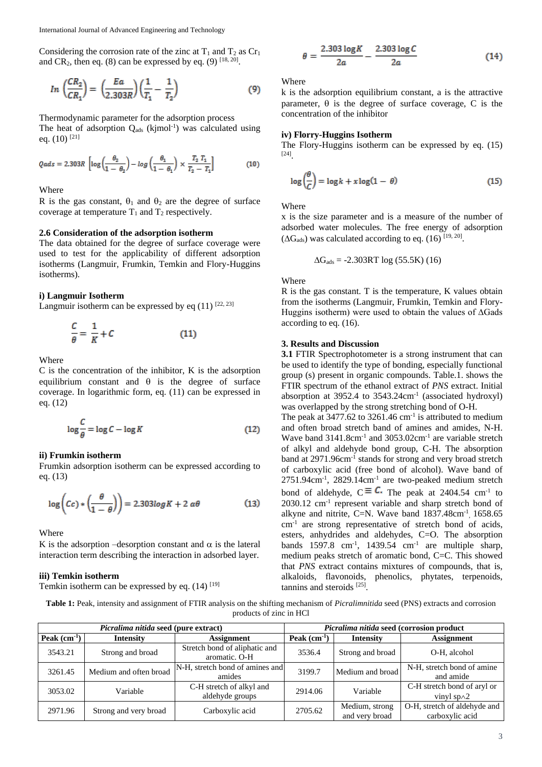Considering the corrosion rate of the zinc at $T_1$ and $T_2$ as $Cr_1$ and $CR_2$, then eq. (8) can be expressed by eq. (9) [18, 20].

$$In\left(\frac{CR_2}{CR_1}\right) = \left(\frac{Ea}{2.303R}\right)\left(\frac{1}{T_1} - \frac{1}{T_2}\right) \tag{9}$$

Thermodynamic parameter for the adsorption process

The heat of adsorption $Q_{ads}$ ($kjmol^{-1}$) was calculated using eq. (10) [21]

$$Qads = 2.303R\left[\log\left(\frac{\theta_2}{1-\theta_2}\right) - log\left(\frac{\theta_1}{1-\theta_1}\right) \times \frac{T_2\,T_1}{T_2 - T_1}\right] \tag{10}$$

Where

R is the gas constant, $\theta_1$ and $\theta_2$ are the degree of surface coverage at temperature $T_1$ and $T_2$ respectively.

### 2.6 Consideration of the adsorption isotherm

The data obtained for the degree of surface coverage were used to test for the applicability of different adsorption isotherms (Langmuir, Frumkin, Temkin and Flory-Huggins isotherms).

#### i) Langmuir Isotherm

Langmuir isotherm can be expressed by eq (11) [22, 23]

$$\frac{C}{\theta} = \frac{1}{K} + C \tag{11}$$

Where

C is the concentration of the inhibitor, K is the adsorption equilibrium constant and θ is the degree of surface coverage. In logarithmic form, eq. (11) can be expressed in eq. (12)

$$\log\frac{C}{\theta} = \log C - \log K \tag{12}$$

#### ii) Frumkin isotherm

Frumkin adsorption isotherm can be expressed according to eq. (13)

$$\log\left((Cc) * \left(\frac{\theta}{1-\theta}\right)\right) = 2.303logK + 2\,\alpha\theta \tag{13}$$

Where

K is the adsorption –desorption constant and α is the lateral interaction term describing the interaction in adsorbed layer.

#### iii) Temkin isotherm

Temkin isotherm can be expressed by eq. (14) [19]

$$\theta = \frac{2.303\log K}{2a} - \frac{2.303\log C}{2a} \tag{14}$$

Where

k is the adsorption equilibrium constant, a is the attractive parameter, θ is the degree of surface coverage, C is the concentration of the inhibitor

#### iv) Florry-Huggins Isotherm

The Flory-Huggins isotherm can be expressed by eq. (15) [24].

$$\log\left(\frac{\theta}{C}\right) = \log k + x\log(1-\theta) \tag{15}$$

Where

x is the size parameter and is a measure of the number of adsorbed water molecules. The free energy of adsorption ($\Delta G_{ads}$) was calculated according to eq. (16) [19, 20].

$$\Delta G_{ads} = -2.303RT\log(55.5K) \tag{16}$$

Where

R is the gas constant. T is the temperature, K values obtain from the isotherms (Langmuir, Frumkin, Temkin and Flory-Huggins isotherm) were used to obtain the values of ΔGads according to eq. (16).

## 3. Results and Discussion

**3.1** FTIR Spectrophotometer is a strong instrument that can be used to identify the type of bonding, especially functional group (s) present in organic compounds. Table.1. shows the FTIR spectrum of the ethanol extract of *PNS* extract. Initial absorption at 3952.4 to 3543.24cm$^{-1}$ (associated hydroxyl) was overlapped by the strong stretching bond of O-H.

The peak at 3477.62 to 3261.46 cm$^{-1}$ is attributed to medium and often broad stretch band of amines and amides, N-H. Wave band 3141.8cm$^{-1}$ and 3053.02cm$^{-1}$ are variable stretch of alkyl and aldehyde bond group, C-H. The absorption band at 2971.96cm$^{-1}$ stands for strong and very broad stretch of carboxylic acid (free bond of alcohol). Wave band of 2751.94cm$^{-1}$, 2829.14cm$^{-1}$ are two-peaked medium stretch bond of aldehyde, C$\equiv$C. The peak at 2404.54 cm$^{-1}$ to 2030.12 cm$^{-1}$ represent variable and sharp stretch bond of alkyne and nitrite, C=N. Wave band 1837.48cm$^{-1}$, 1658.65 cm$^{-1}$ are strong representative of stretch bond of acids, esters, anhydrides and aldehydes, C=O. The absorption bands 1597.8 cm$^{-1}$, 1439.54 cm$^{-1}$ are multiple sharp, medium peaks stretch of aromatic bond, C=C. This showed that *PNS* extract contains mixtures of compounds, that is, alkaloids, flavonoids, phenolics, phytates, terpenoids, tannins and steroids [25].

**Table 1:** Peak, intensity and assignment of FTIR analysis on the shifting mechanism of *Picralimnitida* seed (PNS) extracts and corrosion products of zinc in HCl

| ***Picralima nitida* seed (pure extract)** | | | ***Picralima nitida* seed (corrosion product** | | |
|---|---|---|---|---|---|
| **Peak (cm$^{-1}$)** | **Intensity** | **Assignment** | **Peak (cm$^{-1}$)** | **Intensity** | **Assignment** |
| 3543.21 | Strong and broad | Stretch bond of aliphatic and aromatic. O-H | 3536.4 | Strong and broad | O-H, alcohol |
| 3261.45 | Medium and often broad | N-H, stretch bond of amines and amides | 3199.7 | Medium and broad | N-H, stretch bond of amine and amide |
| 3053.02 | Variable | C-H stretch of alkyl and aldehyde groups | 2914.06 | Variable | C-H stretch bond of aryl or vinyl sp^2 |
| 2971.96 | Strong and very broad | Carboxylic acid | 2705.62 | Medium, strong and very broad | O-H, stretch of aldehyde and carboxylic acid |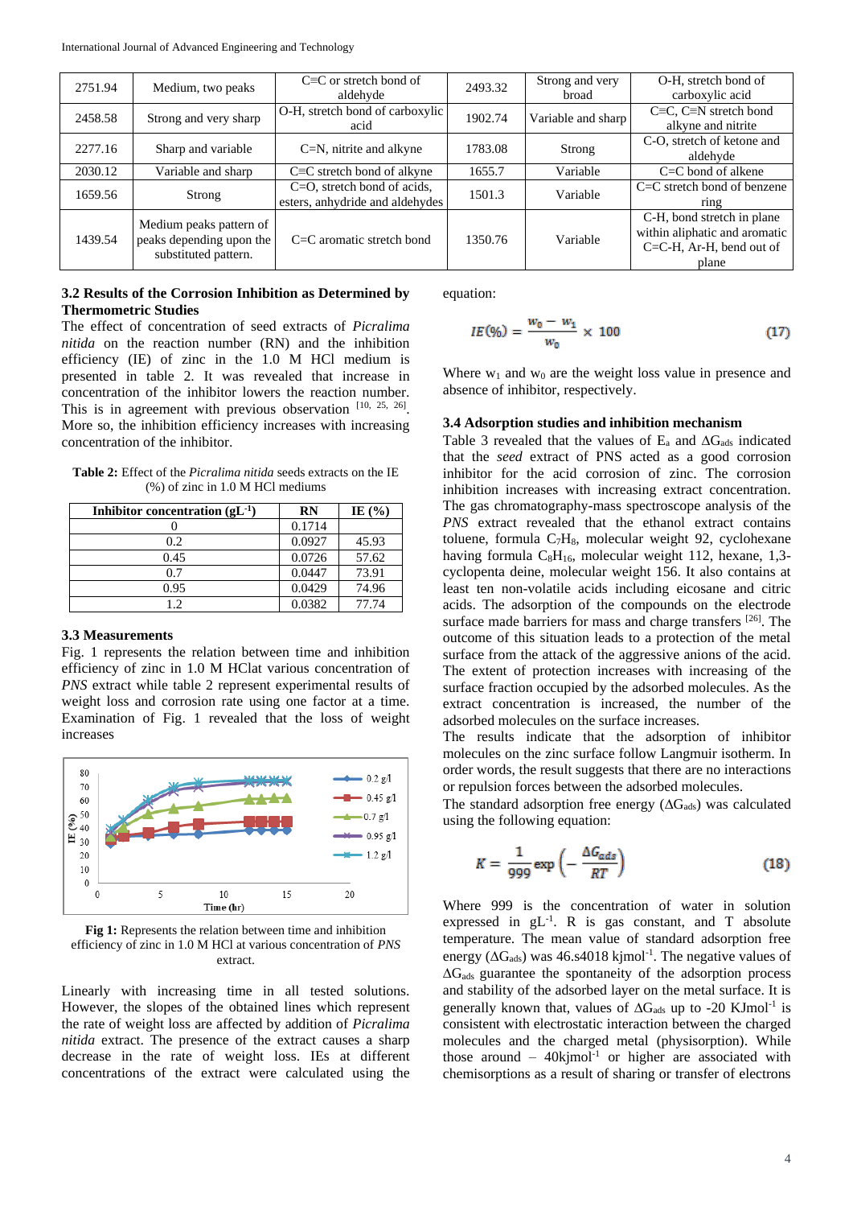| 2751.94 | Medium, two peaks | C≡C or stretch bond of aldehyde | 2493.32 | Strong and very broad | O-H, stretch bond of carboxylic acid |
|---|---|---|---|---|---|
| 2458.58 | Strong and very sharp | O-H, stretch bond of carboxylic acid | 1902.74 | Variable and sharp | C≡C, C≡N stretch bond alkyne and nitrite |
| 2277.16 | Sharp and variable | C=N, nitrite and alkyne | 1783.08 | Strong | C-O, stretch of ketone and aldehyde |
| 2030.12 | Variable and sharp | C≡C stretch bond of alkyne | 1655.7 | Variable | C=C bond of alkene |
| 1659.56 | Strong | C=O, stretch bond of acids, esters, anhydride and aldehydes | 1501.3 | Variable | C=C stretch bond of benzene ring |
| 1439.54 | Medium peaks pattern of peaks depending upon the substituted pattern. | C=C aromatic stretch bond | 1350.76 | Variable | C-H, bond stretch in plane within aliphatic and aromatic C=C-H, Ar-H, bend out of plane |

### 3.2 Results of the Corrosion Inhibition as Determined by Thermometric Studies

The effect of concentration of seed extracts of *Picralima nitida* on the reaction number (RN) and the inhibition efficiency (IE) of zinc in the 1.0 M HCl medium is presented in table 2. It was revealed that increase in concentration of the inhibitor lowers the reaction number. This is in agreement with previous observation [10, 25, 26]. More so, the inhibition efficiency increases with increasing concentration of the inhibitor.

**Table 2:** Effect of the *Picralima nitida* seeds extracts on the IE (%) of zinc in 1.0 M HCl mediums

| Inhibitor concentration ($gL^{-1}$) | RN | IE (%) |
|---|---|---|
| 0 | 0.1714 | |
| 0.2 | 0.0927 | 45.93 |
| 0.45 | 0.0726 | 57.62 |
| 0.7 | 0.0447 | 73.91 |
| 0.95 | 0.0429 | 74.96 |
| 1.2 | 0.0382 | 77.74 |

### 3.3 Measurements

Fig. 1 represents the relation between time and inhibition efficiency of zinc in 1.0 M HClat various concentration of *PNS* extract while table 2 represent experimental results of weight loss and corrosion rate using one factor at a time. Examination of Fig. 1 revealed that the loss of weight increases

**Fig 1:** Represents the relation between time and inhibition efficiency of zinc in 1.0 M HCl at various concentration of *PNS* extract.

Linearly with increasing time in all tested solutions. However, the slopes of the obtained lines which represent the rate of weight loss are affected by addition of *Picralima nitida* extract. The presence of the extract causes a sharp decrease in the rate of weight loss. IEs at different concentrations of the extract were calculated using the equation:

$$IE(\%) = \frac{w_0 - w_1}{w_0} \times 100 \quad (17)$$

Where $w_1$ and $w_0$ are the weight loss value in presence and absence of inhibitor, respectively.

### 3.4 Adsorption studies and inhibition mechanism

Table 3 revealed that the values of $E_a$ and $\Delta G_{ads}$ indicated that the *seed* extract of PNS acted as a good corrosion inhibitor for the acid corrosion of zinc. The corrosion inhibition increases with increasing extract concentration. The gas chromatography-mass spectroscope analysis of the *PNS* extract revealed that the ethanol extract contains toluene, formula $C_7H_8$, molecular weight 92, cyclohexane having formula $C_8H_{16}$, molecular weight 112, hexane, 1,3-cyclopenta deine, molecular weight 156. It also contains at least ten non-volatile acids including eicosane and citric acids. The adsorption of the compounds on the electrode surface made barriers for mass and charge transfers [26]. The outcome of this situation leads to a protection of the metal surface from the attack of the aggressive anions of the acid. The extent of protection increases with increasing of the surface fraction occupied by the adsorbed molecules. As the extract concentration is increased, the number of the adsorbed molecules on the surface increases.

The results indicate that the adsorption of inhibitor molecules on the zinc surface follow Langmuir isotherm. In order words, the result suggests that there are no interactions or repulsion forces between the adsorbed molecules.

The standard adsorption free energy ($\Delta G_{ads}$) was calculated using the following equation:

$$K = \frac{1}{999} \exp\left(-\frac{\Delta G_{ads}}{RT}\right) \quad (18)$$

Where 999 is the concentration of water in solution expressed in $gL^{-1}$. R is gas constant, and T absolute temperature. The mean value of standard adsorption free energy ($\Delta G_{ads}$) was 46.s4018 $kjmol^{-1}$. The negative values of $\Delta G_{ads}$ guarantee the spontaneity of the adsorption process and stability of the adsorbed layer on the metal surface. It is generally known that, values of $\Delta G_{ads}$ up to -20 $KJmol^{-1}$ is consistent with electrostatic interaction between the charged molecules and the charged metal (physisorption). While those around – 40$kjmol^{-1}$ or higher are associated with chemisorptions as a result of sharing or transfer of electrons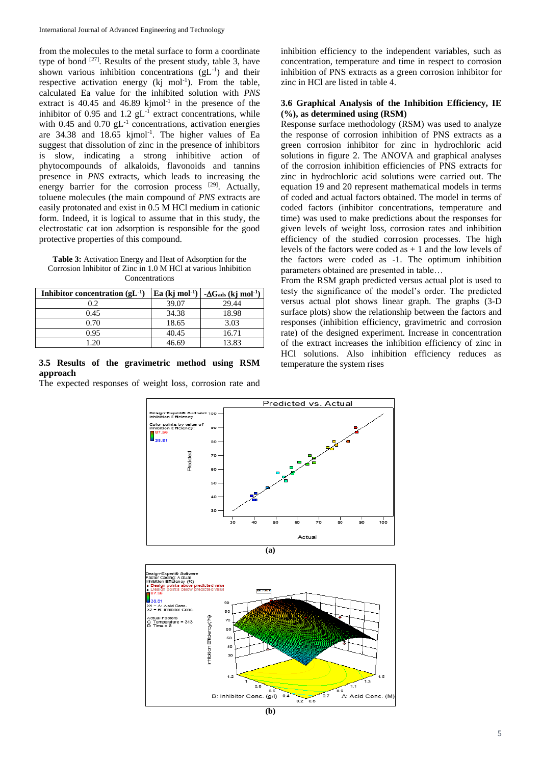from the molecules to the metal surface to form a coordinate type of bond [27]. Results of the present study, table 3, have shown various inhibition concentrations ($gL^{-1}$) and their respective activation energy (kj $mol^{-1}$). From the table, calculated Ea value for the inhibited solution with *PNS* extract is 40.45 and 46.89 $kjmol^{-1}$ in the presence of the inhibitor of 0.95 and 1.2 $gL^{-1}$ extract concentrations, while with 0.45 and 0.70 $gL^{-1}$ concentrations, activation energies are 34.38 and 18.65 $kjmol^{-1}$. The higher values of Ea suggest that dissolution of zinc in the presence of inhibitors is slow, indicating a strong inhibitive action of phytocompounds of alkaloids, flavonoids and tannins presence in *PNS* extracts, which leads to increasing the energy barrier for the corrosion process [29]. Actually, toluene molecules (the main compound of *PNS* extracts are easily protonated and exist in 0.5 M HCl medium in cationic form. Indeed, it is logical to assume that in this study, the electrostatic cat ion adsorption is responsible for the good protective properties of this compound.

**Table 3:** Activation Energy and Heat of Adsorption for the Corrosion Inhibitor of Zinc in 1.0 M HCl at various Inhibition Concentrations

| Inhibitor concentration ($gL^{-1}$) | Ea (kj $mol^{-1}$) | $-\Delta G_{ads}$ (kj $mol^{-1}$) |
|---|---|---|
| 0.2 | 39.07 | 29.44 |
| 0.45 | 34.38 | 18.98 |
| 0.70 | 18.65 | 3.03 |
| 0.95 | 40.45 | 16.71 |
| 1.20 | 46.69 | 13.83 |

### 3.5 Results of the gravimetric method using RSM approach

The expected responses of weight loss, corrosion rate and inhibition efficiency to the independent variables, such as concentration, temperature and time in respect to corrosion inhibition of PNS extracts as a green corrosion inhibitor for zinc in HCl are listed in table 4.

### 3.6 Graphical Analysis of the Inhibition Efficiency, IE (%), as determined using (RSM)

Response surface methodology (RSM) was used to analyze the response of corrosion inhibition of PNS extracts as a green corrosion inhibitor for zinc in hydrochloric acid solutions in figure 2. The ANOVA and graphical analyses of the corrosion inhibition efficiencies of PNS extracts for zinc in hydrochloric acid solutions were carried out. The equation 19 and 20 represent mathematical models in terms of coded and actual factors obtained. The model in terms of coded factors (inhibitor concentrations, temperature and time) was used to make predictions about the responses for given levels of weight loss, corrosion rates and inhibition efficiency of the studied corrosion processes. The high levels of the factors were coded as + 1 and the low levels of the factors were coded as -1. The optimum inhibition parameters obtained are presented in table…

From the RSM graph predicted versus actual plot is used to testy the significance of the model's order. The predicted versus actual plot shows linear graph. The graphs (3-D surface plots) show the relationship between the factors and responses (inhibition efficiency, gravimetric and corrosion rate) of the designed experiment. Increase in concentration of the extract increases the inhibition efficiency of zinc in HCl solutions. Also inhibition efficiency reduces as temperature the system rises

(a)

(b)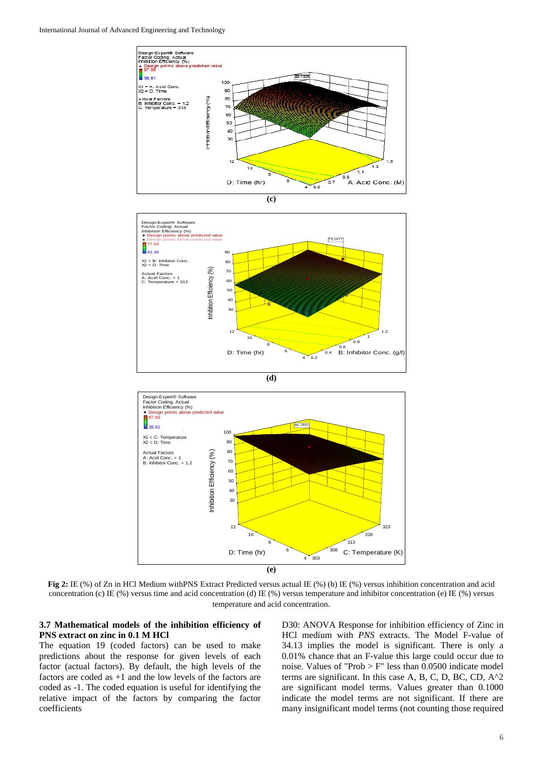(c)

(d)

(e)

**Fig 2:** IE (%) of Zn in HCl Medium withPNS Extract Predicted versus actual IE (%) (b) IE (%) versus inhibition concentration and acid concentration (c) IE (%) versus time and acid concentration (d) IE (%) versus temperature and inhibitor concentration (e) IE (%) versus temperature and acid concentration.

### 3.7 Mathematical models of the inhibition efficiency of PNS extract on zinc in 0.1 M HCl

The equation 19 (coded factors) can be used to make predictions about the response for given levels of each factor (actual factors). By default, the high levels of the factors are coded as +1 and the low levels of the factors are coded as -1. The coded equation is useful for identifying the relative impact of the factors by comparing the factor coefficients

D30: ANOVA Response for inhibition efficiency of Zinc in HCl medium with *PNS* extracts. The Model F-value of 34.13 implies the model is significant. There is only a 0.01% chance that an F-value this large could occur due to noise. Values of "Prob > F" less than 0.0500 indicate model terms are significant. In this case A, B, C, D, BC, CD, A^2 are significant model terms. Values greater than 0.1000 indicate the model terms are not significant. If there are many insignificant model terms (not counting those required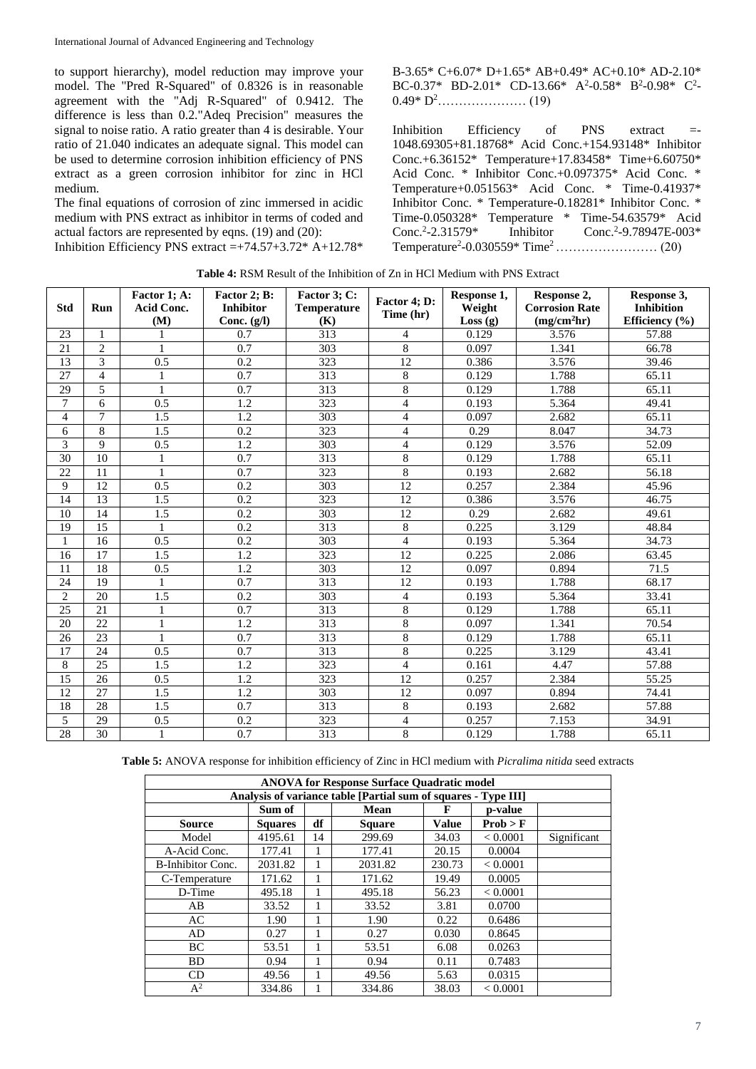to support hierarchy), model reduction may improve your model. The "Pred R-Squared" of 0.8326 is in reasonable agreement with the "Adj R-Squared" of 0.9412. The difference is less than 0.2."Adeq Precision" measures the signal to noise ratio. A ratio greater than 4 is desirable. Your ratio of 21.040 indicates an adequate signal. This model can be used to determine corrosion inhibition efficiency of PNS extract as a green corrosion inhibitor for zinc in HCl medium.

The final equations of corrosion of zinc immersed in acidic medium with PNS extract as inhibitor in terms of coded and actual factors are represented by eqns. (19) and (20):

Inhibition Efficiency PNS extract =+74.57+3.72* A+12.78* B-3.65* C+6.07* D+1.65* AB+0.49* AC+0.10* AD-2.10* BC-0.37* BD-2.01* CD-13.66* $A^2$-0.58* $B^2$-0.98* $C^2$-0.49* $D^2$………………… (19)

Inhibition Efficiency of PNS extract =-1048.69305+81.18768* Acid Conc.+154.93148* Inhibitor Conc.+6.36152* Temperature+17.83458* Time+6.60750* Acid Conc. * Inhibitor Conc.+0.097375* Acid Conc. * Temperature+0.051563* Acid Conc. * Time-0.41937* Inhibitor Conc. * Temperature-0.18281* Inhibitor Conc. * Time-0.050328* Temperature * Time-54.63579* Acid $Conc.^2$-2.31579* Inhibitor $Conc.^2$-9.78947E-003* $Temperature^2$-0.030559* $Time^2$…………………… (20)

**Table 4:** RSM Result of the Inhibition of Zn in HCl Medium with PNS Extract

| Std | Run | Factor 1; A: Acid Conc. (M) | Factor 2; B: Inhibitor Conc. (g/l) | Factor 3; C: Temperature (K) | Factor 4; D: Time (hr) | Response 1, Weight Loss (g) | Response 2, Corrosion Rate ($mg/cm^2hr$) | Response 3, Inhibition Efficiency (%) |
|---|---|---|---|---|---|---|---|---|
| 23 | 1 | 1 | 0.7 | 313 | 4 | 0.129 | 3.576 | 57.88 |
| 21 | 2 | 1 | 0.7 | 303 | 8 | 0.097 | 1.341 | 66.78 |
| 13 | 3 | 0.5 | 0.2 | 323 | 12 | 0.386 | 3.576 | 39.46 |
| 27 | 4 | 1 | 0.7 | 313 | 8 | 0.129 | 1.788 | 65.11 |
| 29 | 5 | 1 | 0.7 | 313 | 8 | 0.129 | 1.788 | 65.11 |
| 7 | 6 | 0.5 | 1.2 | 323 | 4 | 0.193 | 5.364 | 49.41 |
| 4 | 7 | 1.5 | 1.2 | 303 | 4 | 0.097 | 2.682 | 65.11 |
| 6 | 8 | 1.5 | 0.2 | 323 | 4 | 0.29 | 8.047 | 34.73 |
| 3 | 9 | 0.5 | 1.2 | 303 | 4 | 0.129 | 3.576 | 52.09 |
| 30 | 10 | 1 | 0.7 | 313 | 8 | 0.129 | 1.788 | 65.11 |
| 22 | 11 | 1 | 0.7 | 323 | 8 | 0.193 | 2.682 | 56.18 |
| 9 | 12 | 0.5 | 0.2 | 303 | 12 | 0.257 | 2.384 | 45.96 |
| 14 | 13 | 1.5 | 0.2 | 323 | 12 | 0.386 | 3.576 | 46.75 |
| 10 | 14 | 1.5 | 0.2 | 303 | 12 | 0.29 | 2.682 | 49.61 |
| 19 | 15 | 1 | 0.2 | 313 | 8 | 0.225 | 3.129 | 48.84 |
| 1 | 16 | 0.5 | 0.2 | 303 | 4 | 0.193 | 5.364 | 34.73 |
| 16 | 17 | 1.5 | 1.2 | 323 | 12 | 0.225 | 2.086 | 63.45 |
| 11 | 18 | 0.5 | 1.2 | 303 | 12 | 0.097 | 0.894 | 71.5 |
| 24 | 19 | 1 | 0.7 | 313 | 12 | 0.193 | 1.788 | 68.17 |
| 2 | 20 | 1.5 | 0.2 | 303 | 4 | 0.193 | 5.364 | 33.41 |
| 25 | 21 | 1 | 0.7 | 313 | 8 | 0.129 | 1.788 | 65.11 |
| 20 | 22 | 1 | 1.2 | 313 | 8 | 0.097 | 1.341 | 70.54 |
| 26 | 23 | 1 | 0.7 | 313 | 8 | 0.129 | 1.788 | 65.11 |
| 17 | 24 | 0.5 | 0.7 | 313 | 8 | 0.225 | 3.129 | 43.41 |
| 8 | 25 | 1.5 | 1.2 | 323 | 4 | 0.161 | 4.47 | 57.88 |
| 15 | 26 | 0.5 | 1.2 | 323 | 12 | 0.257 | 2.384 | 55.25 |
| 12 | 27 | 1.5 | 1.2 | 303 | 12 | 0.097 | 0.894 | 74.41 |
| 18 | 28 | 1.5 | 0.7 | 313 | 8 | 0.193 | 2.682 | 57.88 |
| 5 | 29 | 0.5 | 0.2 | 323 | 4 | 0.257 | 7.153 | 34.91 |
| 28 | 30 | 1 | 0.7 | 313 | 8 | 0.129 | 1.788 | 65.11 |

**Table 5:** ANOVA response for inhibition efficiency of Zinc in HCl medium with *Picralima nitida* seed extracts

| ANOVA for Response Surface Quadratic model | | | | | | |
|---|---|---|---|---|---|---|
| Analysis of variance table [Partial sum of squares - Type III] | | | | | | |
| Source | Sum of Squares | df | Mean Square | F Value | p-value Prob > F | |
| Model | 4195.61 | 14 | 299.69 | 34.03 | < 0.0001 | Significant |
| A-Acid Conc. | 177.41 | 1 | 177.41 | 20.15 | 0.0004 | |
| B-Inhibitor Conc. | 2031.82 | 1 | 2031.82 | 230.73 | < 0.0001 | |
| C-Temperature | 171.62 | 1 | 171.62 | 19.49 | 0.0005 | |
| D-Time | 495.18 | 1 | 495.18 | 56.23 | < 0.0001 | |
| AB | 33.52 | 1 | 33.52 | 3.81 | 0.0700 | |
| AC | 1.90 | 1 | 1.90 | 0.22 | 0.6486 | |
| AD | 0.27 | 1 | 0.27 | 0.030 | 0.8645 | |
| BC | 53.51 | 1 | 53.51 | 6.08 | 0.0263 | |
| BD | 0.94 | 1 | 0.94 | 0.11 | 0.7483 | |
| CD | 49.56 | 1 | 49.56 | 5.63 | 0.0315 | |
| $A^2$ | 334.86 | 1 | 334.86 | 38.03 | < 0.0001 | |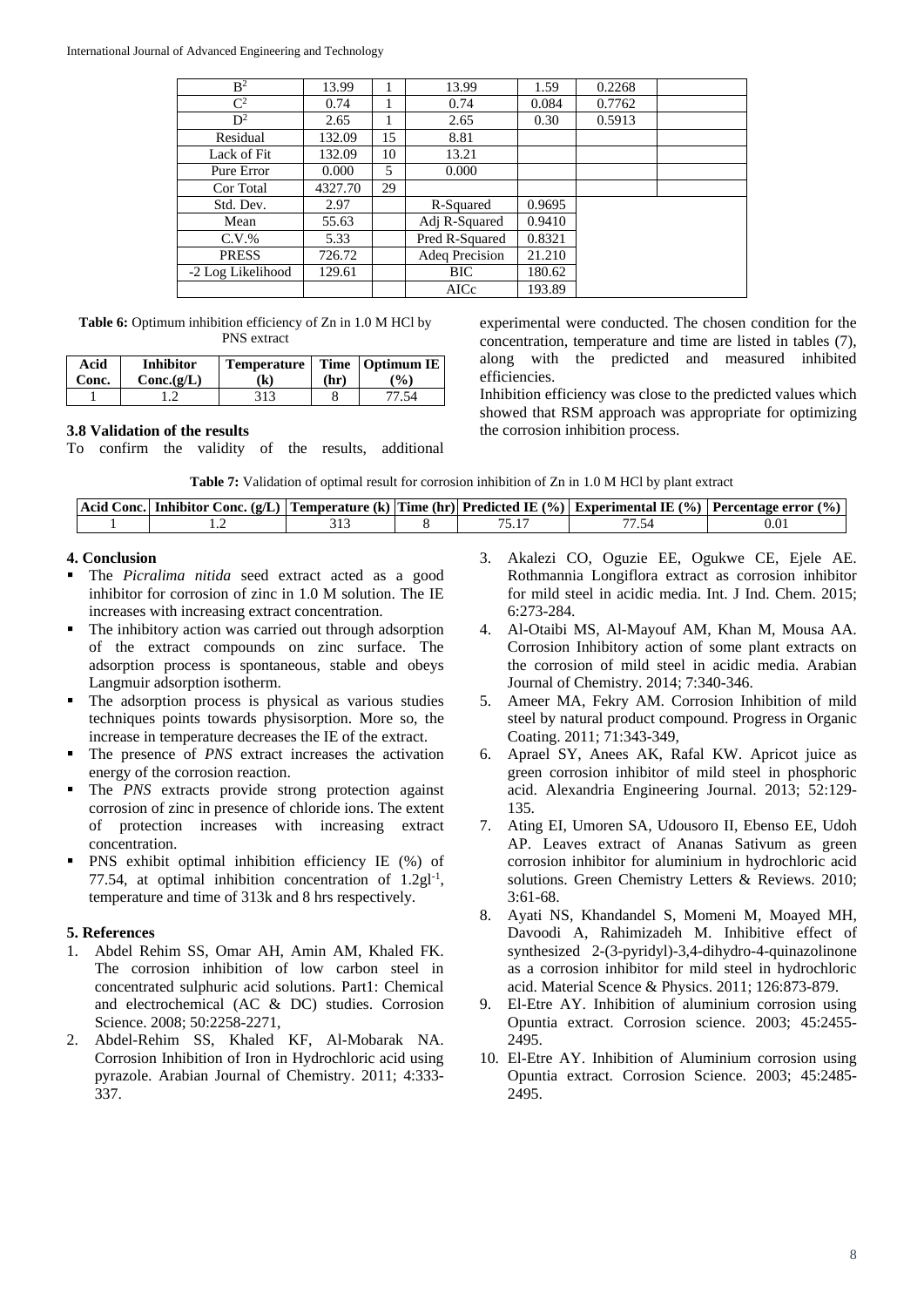| $B^2$ | 13.99 | 1 | 13.99 | 1.59 | 0.2268 | |
|---|---|---|---|---|---|---|
| $C^2$ | 0.74 | 1 | 0.74 | 0.084 | 0.7762 | |
| $D^2$ | 2.65 | 1 | 2.65 | 0.30 | 0.5913 | |
| Residual | 132.09 | 15 | 8.81 | | | |
| Lack of Fit | 132.09 | 10 | 13.21 | | | |
| Pure Error | 0.000 | 5 | 0.000 | | | |
| Cor Total | 4327.70 | 29 | | | | |
| Std. Dev. | 2.97 | | R-Squared | 0.9695 | | |
| Mean | 55.63 | | Adj R-Squared | 0.9410 | | |
| C.V.% | 5.33 | | Pred R-Squared | 0.8321 | | |
| PRESS | 726.72 | | Adeq Precision | 21.210 | | |
| -2 Log Likelihood | 129.61 | | BIC | 180.62 | | |
| | | | AICc | 193.89 | | |

**Table 6:** Optimum inhibition efficiency of Zn in 1.0 M HCl by PNS extract

| Acid Conc. | Inhibitor Conc.(g/L) | Temperature (k) | Time (hr) | Optimum IE (%) |
|---|---|---|---|---|
| 1 | 1.2 | 313 | 8 | 77.54 |

### 3.8 Validation of the results

To confirm the validity of the results, additional experimental were conducted. The chosen condition for the concentration, temperature and time are listed in tables (7), along with the predicted and measured inhibited efficiencies.

Inhibition efficiency was close to the predicted values which showed that RSM approach was appropriate for optimizing the corrosion inhibition process.

**Table 7:** Validation of optimal result for corrosion inhibition of Zn in 1.0 M HCl by plant extract

| Acid Conc. | Inhibitor Conc. (g/L) | Temperature (k) | Time (hr) | Predicted IE (%) | Experimental IE (%) | Percentage error (%) |
|---|---|---|---|---|---|---|
| 1 | 1.2 | 313 | 8 | 75.17 | 77.54 | 0.01 |

## 4. Conclusion

- The *Picralima nitida* seed extract acted as a good inhibitor for corrosion of zinc in 1.0 M solution. The IE increases with increasing extract concentration.
- The inhibitory action was carried out through adsorption of the extract compounds on zinc surface. The adsorption process is spontaneous, stable and obeys Langmuir adsorption isotherm.
- The adsorption process is physical as various studies techniques points towards physisorption. More so, the increase in temperature decreases the IE of the extract.
- The presence of *PNS* extract increases the activation energy of the corrosion reaction.
- The *PNS* extracts provide strong protection against corrosion of zinc in presence of chloride ions. The extent of protection increases with increasing extract concentration.
- PNS exhibit optimal inhibition efficiency IE (%) of 77.54, at optimal inhibition concentration of $1.2gl^{-1}$, temperature and time of 313k and 8 hrs respectively.

## 5. References

1. Abdel Rehim SS, Omar AH, Amin AM, Khaled FK. The corrosion inhibition of low carbon steel in concentrated sulphuric acid solutions. Part1: Chemical and electrochemical (AC & DC) studies. Corrosion Science. 2008; 50:2258-2271,
2. Abdel-Rehim SS, Khaled KF, Al-Mobarak NA. Corrosion Inhibition of Iron in Hydrochloric acid using pyrazole. Arabian Journal of Chemistry. 2011; 4:333-337.
3. Akalezi CO, Oguzie EE, Ogukwe CE, Ejele AE. Rothmannia Longiflora extract as corrosion inhibitor for mild steel in acidic media. Int. J Ind. Chem. 2015; 6:273-284.
4. Al-Otaibi MS, Al-Mayouf AM, Khan M, Mousa AA. Corrosion Inhibitory action of some plant extracts on the corrosion of mild steel in acidic media. Arabian Journal of Chemistry. 2014; 7:340-346.
5. Ameer MA, Fekry AM. Corrosion Inhibition of mild steel by natural product compound. Progress in Organic Coating. 2011; 71:343-349,
6. Aprael SY, Anees AK, Rafal KW. Apricot juice as green corrosion inhibitor of mild steel in phosphoric acid. Alexandria Engineering Journal. 2013; 52:129-135.
7. Ating EI, Umoren SA, Udousoro II, Ebenso EE, Udoh AP. Leaves extract of Ananas Sativum as green corrosion inhibitor for aluminium in hydrochloric acid solutions. Green Chemistry Letters & Reviews. 2010; 3:61-68.
8. Ayati NS, Khandandel S, Momeni M, Moayed MH, Davoodi A, Rahimizadeh M. Inhibitive effect of synthesized 2-(3-pyridyl)-3,4-dihydro-4-quinazolinone as a corrosion inhibitor for mild steel in hydrochloric acid. Material Scence & Physics. 2011; 126:873-879.
9. El-Etre AY. Inhibition of aluminium corrosion using Opuntia extract. Corrosion science. 2003; 45:2455-2495.
10. El-Etre AY. Inhibition of Aluminium corrosion using Opuntia extract. Corrosion Science. 2003; 45:2485-2495.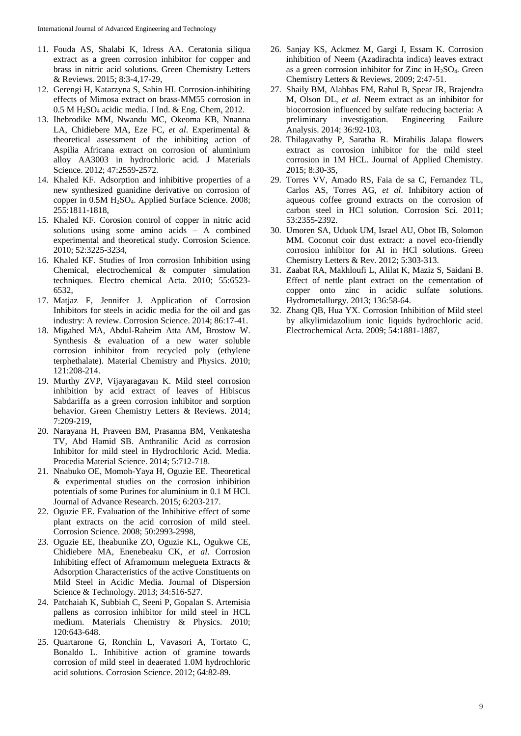11. Fouda AS, Shalabi K, Idress AA. Ceratonia siliqua extract as a green corrosion inhibitor for copper and brass in nitric acid solutions. Green Chemistry Letters & Reviews. 2015; 8:3-4,17-29,
12. Gerengi H, Katarzyna S, Sahin HI. Corrosion-inhibiting effects of Mimosa extract on brass-MM55 corrosion in 0.5 M $H_2SO_4$ acidic media. J Ind. & Eng. Chem, 2012.
13. Ihebrodike MM, Nwandu MC, Okeoma KB, Nnanna LA, Chidiebere MA, Eze FC, *et al*. Experimental & theoretical assessment of the inhibiting action of Aspilia Africana extract on corrosion of aluminium alloy AA3003 in hydrochloric acid. J Materials Science. 2012; 47:2559-2572.
14. Khaled KF. Adsorption and inhibitive properties of a new synthesized guanidine derivative on corrosion of copper in 0.5M $H_2SO_4$. Applied Surface Science. 2008; 255:1811-1818,
15. Khaled KF. Corosion control of copper in nitric acid solutions using some amino acids – A combined experimental and theoretical study. Corrosion Science. 2010; 52:3225-3234,
16. Khaled KF. Studies of Iron corrosion Inhibition using Chemical, electrochemical & computer simulation techniques. Electro chemical Acta. 2010; 55:6523-6532,
17. Matjaz F, Jennifer J. Application of Corrosion Inhibitors for steels in acidic media for the oil and gas industry: A review. Corrosion Science. 2014; 86:17-41.
18. Migahed MA, Abdul-Raheim Atta AM, Brostow W. Synthesis & evaluation of a new water soluble corrosion inhibitor from recycled poly (ethylene terphethalate). Material Chemistry and Physics. 2010; 121:208-214.
19. Murthy ZVP, Vijayaragavan K. Mild steel corrosion inhibition by acid extract of leaves of Hibiscus Sabdariffa as a green corrosion inhibitor and sorption behavior. Green Chemistry Letters & Reviews. 2014; 7:209-219,
20. Narayana H, Praveen BM, Prasanna BM, Venkatesha TV, Abd Hamid SB. Anthranilic Acid as corrosion Inhibitor for mild steel in Hydrochloric Acid. Media. Procedia Material Science. 2014; 5:712-718.
21. Nnabuko OE, Momoh-Yaya H, Oguzie EE. Theoretical & experimental studies on the corrosion inhibition potentials of some Purines for aluminium in 0.1 M HCl. Journal of Advance Research. 2015; 6:203-217.
22. Oguzie EE. Evaluation of the Inhibitive effect of some plant extracts on the acid corrosion of mild steel. Corrosion Science. 2008; 50:2993-2998,
23. Oguzie EE, Iheabunike ZO, Oguzie KL, Ogukwe CE, Chidiebere MA, Enenebeaku CK, *et al*. Corrosion Inhibiting effect of Aframomum melegueta Extracts & Adsorption Characteristics of the active Constituents on Mild Steel in Acidic Media. Journal of Dispersion Science & Technology. 2013; 34:516-527.
24. Patchaiah K, Subbiah C, Seeni P, Gopalan S. Artemisia pallens as corrosion inhibitor for mild steel in HCL medium. Materials Chemistry & Physics. 2010; 120:643-648.
25. Quartarone G, Ronchin L, Vavasori A, Tortato C, Bonaldo L. Inhibitive action of gramine towards corrosion of mild steel in deaerated 1.0M hydrochloric acid solutions. Corrosion Science. 2012; 64:82-89.
26. Sanjay KS, Ackmez M, Gargi J, Essam K. Corrosion inhibition of Neem (Azadirachta indica) leaves extract as a green corrosion inhibitor for Zinc in $H_2SO_4$. Green Chemistry Letters & Reviews. 2009; 2:47-51.
27. Shaily BM, Alabbas FM, Rahul B, Spear JR, Brajendra M, Olson DL, *et al*. Neem extract as an inhibitor for biocorrosion influenced by sulfate reducing bacteria: A preliminary investigation. Engineering Failure Analysis. 2014; 36:92-103,
28. Thilagavathy P, Saratha R. Mirabilis Jalapa flowers extract as corrosion inhibitor for the mild steel corrosion in 1M HCL. Journal of Applied Chemistry. 2015; 8:30-35,
29. Torres VV, Amado RS, Faia de sa C, Fernandez TL, Carlos AS, Torres AG, *et al*. Inhibitory action of aqueous coffee ground extracts on the corrosion of carbon steel in HCl solution. Corrosion Sci. 2011; 53:2355-2392.
30. Umoren SA, Uduok UM, Israel AU, Obot IB, Solomon MM. Coconut coir dust extract: a novel eco-friendly corrosion inhibitor for AI in HCl solutions. Green Chemistry Letters & Rev. 2012; 5:303-313.
31. Zaabat RA, Makhloufi L, Alilat K, Maziz S, Saidani B. Effect of nettle plant extract on the cementation of copper onto zinc in acidic sulfate solutions. Hydrometallurgy. 2013; 136:58-64.
32. Zhang QB, Hua YX. Corrosion Inhibition of Mild steel by alkylimidazolium ionic liquids hydrochloric acid. Electrochemical Acta. 2009; 54:1881-1887,